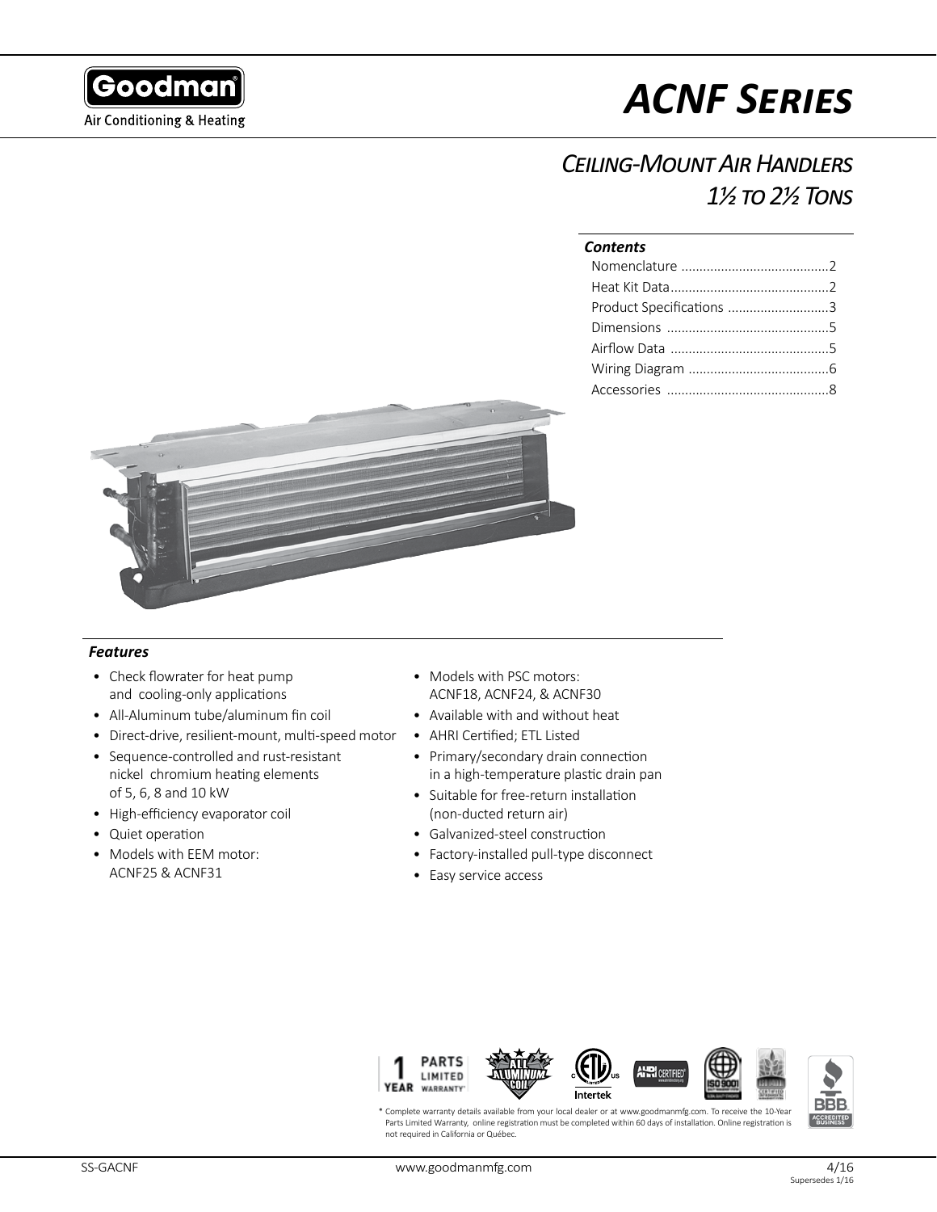Goodman
Air Conditioning & Heating

# ACNF Series

## Ceiling-Mount Air Handlers 1½ to 2½ Tons

### Contents

- Nomenclature .........................................2
- Heat Kit Data............................................2
- Product Specifications ............................3
- Dimensions .............................................5
- Airflow Data ............................................5
- Wiring Diagram .......................................6
- Accessories .............................................8

### Features

- Check flowrater for heat pump and cooling-only applications
- All-Aluminum tube/aluminum fin coil
- Direct-drive, resilient-mount, multi-speed motor
- Sequence-controlled and rust-resistant nickel chromium heating elements of 5, 6, 8 and 10 kW
- High-efficiency evaporator coil
- Quiet operation
- Models with EEM motor: ACNF25 & ACNF31
- Models with PSC motors: ACNF18, ACNF24, & ACNF30
- Available with and without heat
- AHRI Certified; ETL Listed
- Primary/secondary drain connection in a high-temperature plastic drain pan
- Suitable for free-return installation (non-ducted return air)
- Galvanized-steel construction
- Factory-installed pull-type disconnect
- Easy service access

1 YEAR PARTS LIMITED WARRANTY* | ALL ALUMINUM COIL | ETL Intertek | AHRI CERTIFIED | ISO 9001 | BBB ACCREDITED BUSINESS

\* Complete warranty details available from your local dealer or at www.goodmanmfg.com. To receive the 10-Year Parts Limited Warranty, online registration must be completed within 60 days of installation. Online registration is not required in California or Québec.

SS-GACNF | www.goodmanmfg.com | 4/16 Supersedes 1/16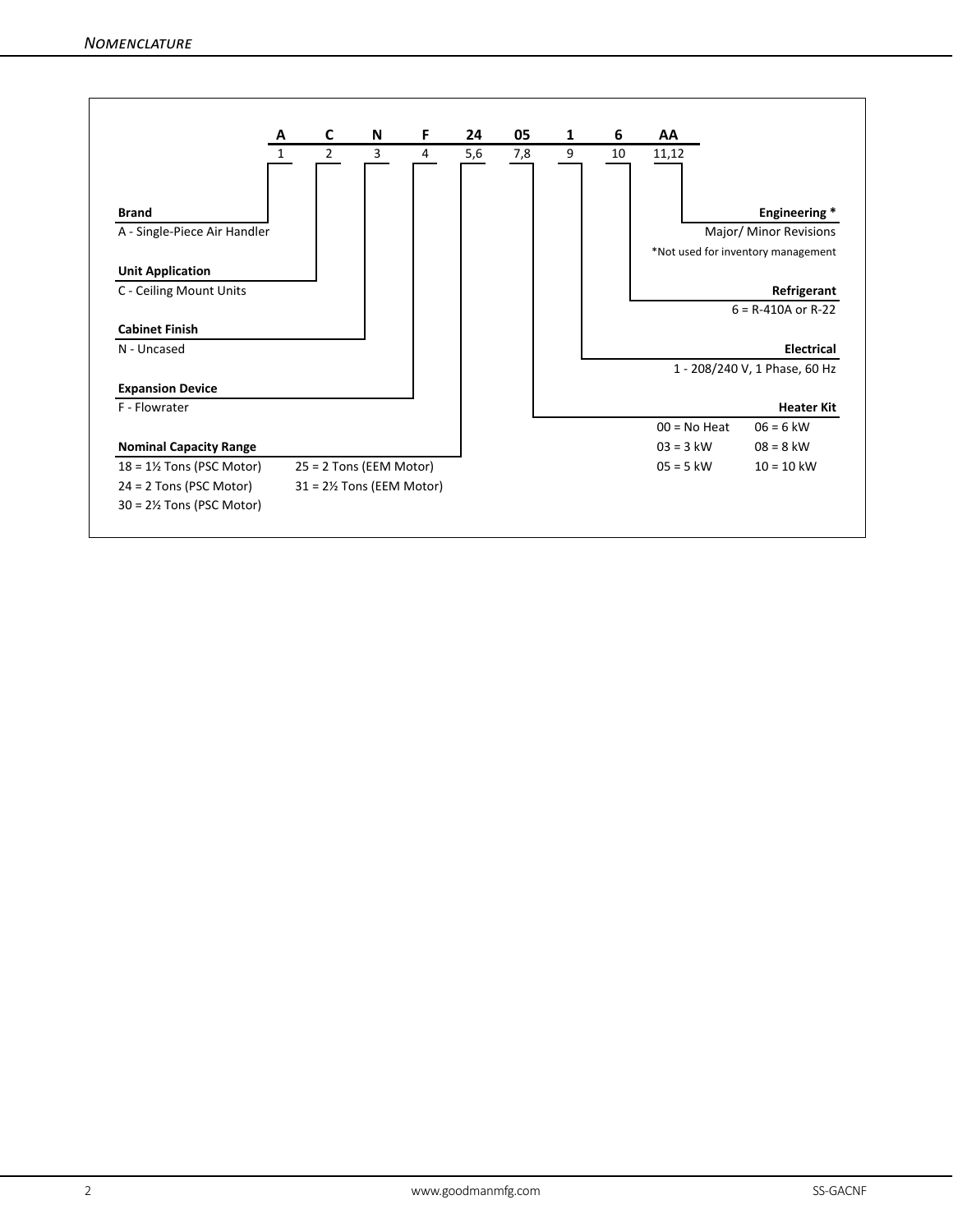## Nomenclature

| A | C | N | F | 24 | 05 | 1 | 6 | AA |
|---|---|---|---|---|---|---|---|---|
| 1 | 2 | 3 | 4 | 5,6 | 7,8 | 9 | 10 | 11,12 |

**Brand**
A - Single-Piece Air Handler

**Unit Application**
C - Ceiling Mount Units

**Cabinet Finish**
N - Uncased

**Expansion Device**
F - Flowrater

**Nominal Capacity Range**
- 18 = 1½ Tons (PSC Motor)
- 24 = 2 Tons (PSC Motor)
- 30 = 2½ Tons (PSC Motor)
- 25 = 2 Tons (EEM Motor)
- 31 = 2½ Tons (EEM Motor)

**Heater Kit**
- 00 = No Heat
- 03 = 3 kW
- 05 = 5 kW
- 06 = 6 kW
- 08 = 8 kW
- 10 = 10 kW

**Electrical**
1 - 208/240 V, 1 Phase, 60 Hz

**Refrigerant**
6 = R-410A or R-22

**Engineering ***
Major/ Minor Revisions
*Not used for inventory management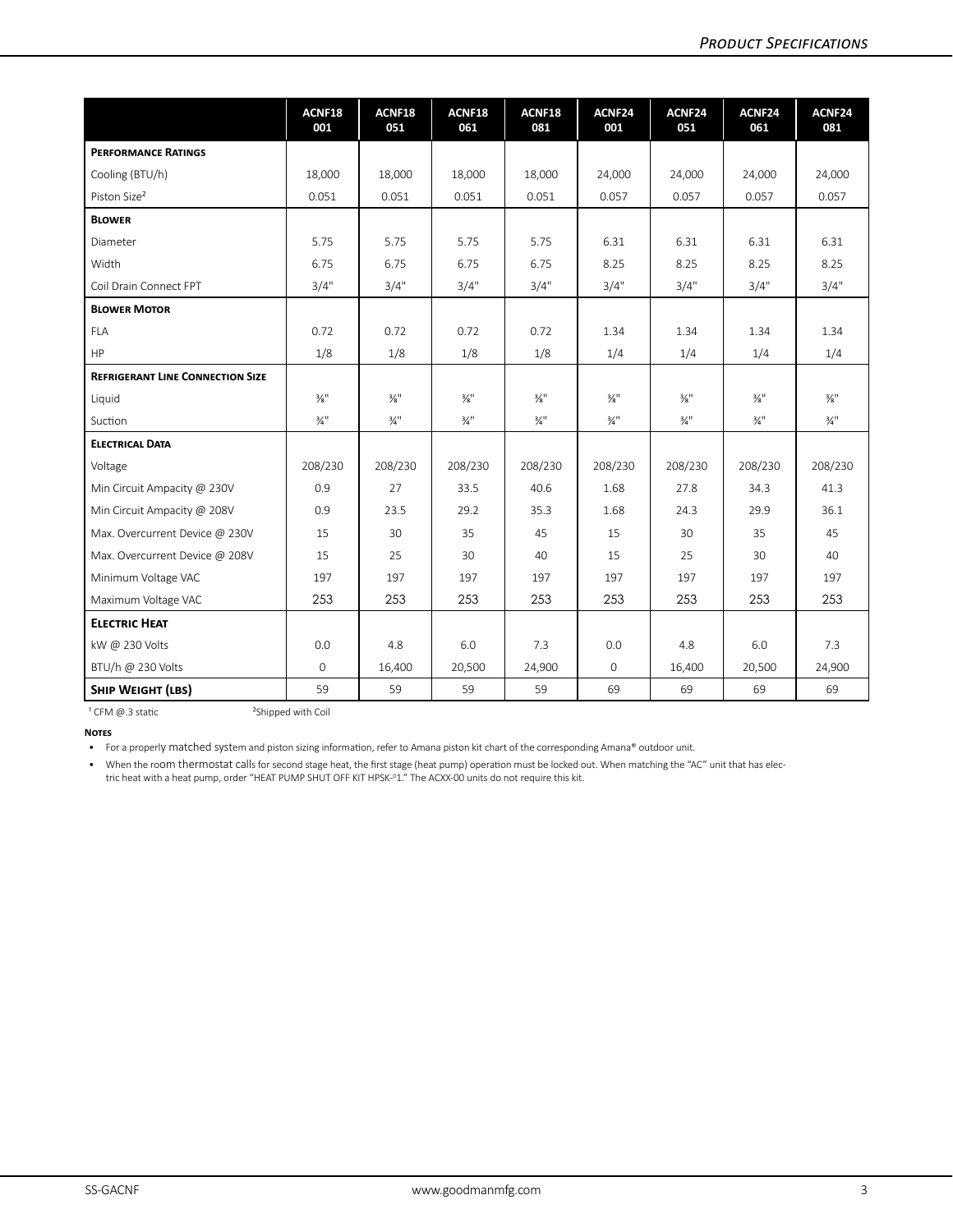| | ACNF18 001 | ACNF18 051 | ACNF18 061 | ACNF18 081 | ACNF24 001 | ACNF24 051 | ACNF24 061 | ACNF24 081 |
|---|---|---|---|---|---|---|---|---|
| **Performance Ratings** | | | | | | | | |
| Cooling (BTU/h) | 18,000 | 18,000 | 18,000 | 18,000 | 24,000 | 24,000 | 24,000 | 24,000 |
| Piston Size[2] | 0.051 | 0.051 | 0.051 | 0.051 | 0.057 | 0.057 | 0.057 | 0.057 |
| **Blower** | | | | | | | | |
| Diameter | 5.75 | 5.75 | 5.75 | 5.75 | 6.31 | 6.31 | 6.31 | 6.31 |
| Width | 6.75 | 6.75 | 6.75 | 6.75 | 8.25 | 8.25 | 8.25 | 8.25 |
| Coil Drain Connect FPT | 3/4" | 3/4" | 3/4" | 3/4" | 3/4" | 3/4" | 3/4" | 3/4" |
| **Blower Motor** | | | | | | | | |
| FLA | 0.72 | 0.72 | 0.72 | 0.72 | 1.34 | 1.34 | 1.34 | 1.34 |
| HP | 1/8 | 1/8 | 1/8 | 1/8 | 1/4 | 1/4 | 1/4 | 1/4 |
| **Refrigerant Line Connection Size** | | | | | | | | |
| Liquid | ⅜" | ⅜" | ⅜" | ⅜" | ⅜" | ⅜" | ⅜" | ⅜" |
| Suction | ¾" | ¾" | ¾" | ¾" | ¾" | ¾" | ¾" | ¾" |
| **Electrical Data** | | | | | | | | |
| Voltage | 208/230 | 208/230 | 208/230 | 208/230 | 208/230 | 208/230 | 208/230 | 208/230 |
| Min Circuit Ampacity @ 230V | 0.9 | 27 | 33.5 | 40.6 | 1.68 | 27.8 | 34.3 | 41.3 |
| Min Circuit Ampacity @ 208V | 0.9 | 23.5 | 29.2 | 35.3 | 1.68 | 24.3 | 29.9 | 36.1 |
| Max. Overcurrent Device @ 230V | 15 | 30 | 35 | 45 | 15 | 30 | 35 | 45 |
| Max. Overcurrent Device @ 208V | 15 | 25 | 30 | 40 | 15 | 25 | 30 | 40 |
| Minimum Voltage VAC | 197 | 197 | 197 | 197 | 197 | 197 | 197 | 197 |
| Maximum Voltage VAC | 253 | 253 | 253 | 253 | 253 | 253 | 253 | 253 |
| **Electric Heat** | | | | | | | | |
| kW @ 230 Volts | 0.0 | 4.8 | 6.0 | 7.3 | 0.0 | 4.8 | 6.0 | 7.3 |
| BTU/h @ 230 Volts | 0 | 16,400 | 20,500 | 24,900 | 0 | 16,400 | 20,500 | 24,900 |
| **Ship Weight (lbs)** | 59 | 59 | 59 | 59 | 69 | 69 | 69 | 69 |

[1] CFM @.3 static [2] Shipped with Coil

**Notes**

- For a properly matched system and piston sizing information, refer to Amana piston kit chart of the corresponding Amana® outdoor unit.
- When the room thermostat calls for second stage heat, the first stage (heat pump) operation must be locked out. When matching the "AC" unit that has electric heat with a heat pump, order "HEAT PUMP SHUT OFF KIT HPSK-01." The ACXX-00 units do not require this kit.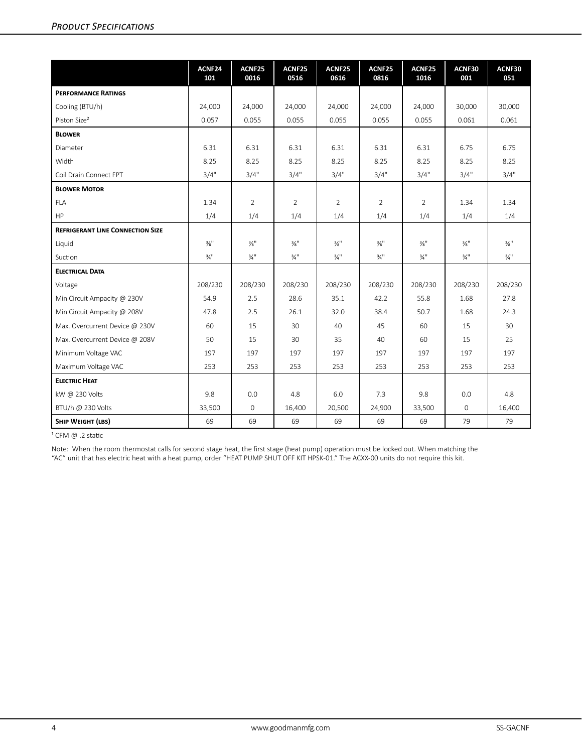| | ACNF24 101 | ACNF25 0016 | ACNF25 0516 | ACNF25 0616 | ACNF25 0816 | ACNF25 1016 | ACNF30 001 | ACNF30 051 |
|---|---|---|---|---|---|---|---|---|
| **Performance Ratings** | | | | | | | | |
| Cooling (BTU/h) | 24,000 | 24,000 | 24,000 | 24,000 | 24,000 | 24,000 | 30,000 | 30,000 |
| Piston Size[2] | 0.057 | 0.055 | 0.055 | 0.055 | 0.055 | 0.055 | 0.061 | 0.061 |
| **Blower** | | | | | | | | |
| Diameter | 6.31 | 6.31 | 6.31 | 6.31 | 6.31 | 6.31 | 6.75 | 6.75 |
| Width | 8.25 | 8.25 | 8.25 | 8.25 | 8.25 | 8.25 | 8.25 | 8.25 |
| Coil Drain Connect FPT | 3/4" | 3/4" | 3/4" | 3/4" | 3/4" | 3/4" | 3/4" | 3/4" |
| **Blower Motor** | | | | | | | | |
| FLA | 1.34 | 2 | 2 | 2 | 2 | 2 | 1.34 | 1.34 |
| HP | 1/4 | 1/4 | 1/4 | 1/4 | 1/4 | 1/4 | 1/4 | 1/4 |
| **Refrigerant Line Connection Size** | | | | | | | | |
| Liquid | ⅜" | ⅜" | ⅜" | ⅜" | ⅜" | ⅜" | ⅜" | ⅜" |
| Suction | ¾" | ¾" | ¾" | ¾" | ¾" | ¾" | ¾" | ¾" |
| **Electrical Data** | | | | | | | | |
| Voltage | 208/230 | 208/230 | 208/230 | 208/230 | 208/230 | 208/230 | 208/230 | 208/230 |
| Min Circuit Ampacity @ 230V | 54.9 | 2.5 | 28.6 | 35.1 | 42.2 | 55.8 | 1.68 | 27.8 |
| Min Circuit Ampacity @ 208V | 47.8 | 2.5 | 26.1 | 32.0 | 38.4 | 50.7 | 1.68 | 24.3 |
| Max. Overcurrent Device @ 230V | 60 | 15 | 30 | 40 | 45 | 60 | 15 | 30 |
| Max. Overcurrent Device @ 208V | 50 | 15 | 30 | 35 | 40 | 60 | 15 | 25 |
| Minimum Voltage VAC | 197 | 197 | 197 | 197 | 197 | 197 | 197 | 197 |
| Maximum Voltage VAC | 253 | 253 | 253 | 253 | 253 | 253 | 253 | 253 |
| **Electric Heat** | | | | | | | | |
| kW @ 230 Volts | 9.8 | 0.0 | 4.8 | 6.0 | 7.3 | 9.8 | 0.0 | 4.8 |
| BTU/h @ 230 Volts | 33,500 | 0 | 16,400 | 20,500 | 24,900 | 33,500 | 0 | 16,400 |
| **Ship Weight (lbs)** | 69 | 69 | 69 | 69 | 69 | 69 | 79 | 79 |

[1] CFM @ .2 static

Note: When the room thermostat calls for second stage heat, the first stage (heat pump) operation must be locked out. When matching the "AC" unit that has electric heat with a heat pump, order "HEAT PUMP SHUT OFF KIT HPSK-01." The ACXX-00 units do not require this kit.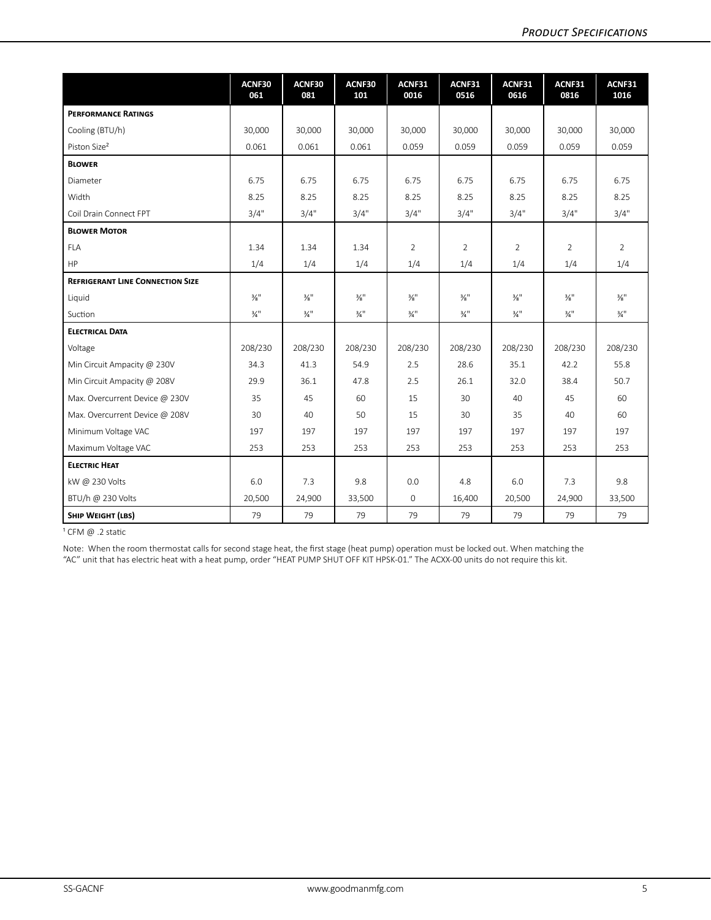| | ACNF30 061 | ACNF30 081 | ACNF30 101 | ACNF31 0016 | ACNF31 0516 | ACNF31 0616 | ACNF31 0816 | ACNF31 1016 |
|---|---|---|---|---|---|---|---|---|
| **Performance Ratings** | | | | | | | | |
| Cooling (BTU/h) | 30,000 | 30,000 | 30,000 | 30,000 | 30,000 | 30,000 | 30,000 | 30,000 |
| Piston Size[2] | 0.061 | 0.061 | 0.061 | 0.059 | 0.059 | 0.059 | 0.059 | 0.059 |
| **Blower** | | | | | | | | |
| Diameter | 6.75 | 6.75 | 6.75 | 6.75 | 6.75 | 6.75 | 6.75 | 6.75 |
| Width | 8.25 | 8.25 | 8.25 | 8.25 | 8.25 | 8.25 | 8.25 | 8.25 |
| Coil Drain Connect FPT | 3/4" | 3/4" | 3/4" | 3/4" | 3/4" | 3/4" | 3/4" | 3/4" |
| **Blower Motor** | | | | | | | | |
| FLA | 1.34 | 1.34 | 1.34 | 2 | 2 | 2 | 2 | 2 |
| HP | 1/4 | 1/4 | 1/4 | 1/4 | 1/4 | 1/4 | 1/4 | 1/4 |
| **Refrigerant Line Connection Size** | | | | | | | | |
| Liquid | ⅜" | ⅜" | ⅜" | ⅜" | ⅜" | ⅜" | ⅜" | ⅜" |
| Suction | ¾" | ¾" | ¾" | ¾" | ¾" | ¾" | ¾" | ¾" |
| **Electrical Data** | | | | | | | | |
| Voltage | 208/230 | 208/230 | 208/230 | 208/230 | 208/230 | 208/230 | 208/230 | 208/230 |
| Min Circuit Ampacity @ 230V | 34.3 | 41.3 | 54.9 | 2.5 | 28.6 | 35.1 | 42.2 | 55.8 |
| Min Circuit Ampacity @ 208V | 29.9 | 36.1 | 47.8 | 2.5 | 26.1 | 32.0 | 38.4 | 50.7 |
| Max. Overcurrent Device @ 230V | 35 | 45 | 60 | 15 | 30 | 40 | 45 | 60 |
| Max. Overcurrent Device @ 208V | 30 | 40 | 50 | 15 | 30 | 35 | 40 | 60 |
| Minimum Voltage VAC | 197 | 197 | 197 | 197 | 197 | 197 | 197 | 197 |
| Maximum Voltage VAC | 253 | 253 | 253 | 253 | 253 | 253 | 253 | 253 |
| **Electric Heat** | | | | | | | | |
| kW @ 230 Volts | 6.0 | 7.3 | 9.8 | 0.0 | 4.8 | 6.0 | 7.3 | 9.8 |
| BTU/h @ 230 Volts | 20,500 | 24,900 | 33,500 | 0 | 16,400 | 20,500 | 24,900 | 33,500 |
| **Ship Weight (lbs)** | 79 | 79 | 79 | 79 | 79 | 79 | 79 | 79 |

[1] CFM @ .2 static

Note: When the room thermostat calls for second stage heat, the first stage (heat pump) operation must be locked out. When matching the "AC" unit that has electric heat with a heat pump, order "HEAT PUMP SHUT OFF KIT HPSK-01." The ACXX-00 units do not require this kit.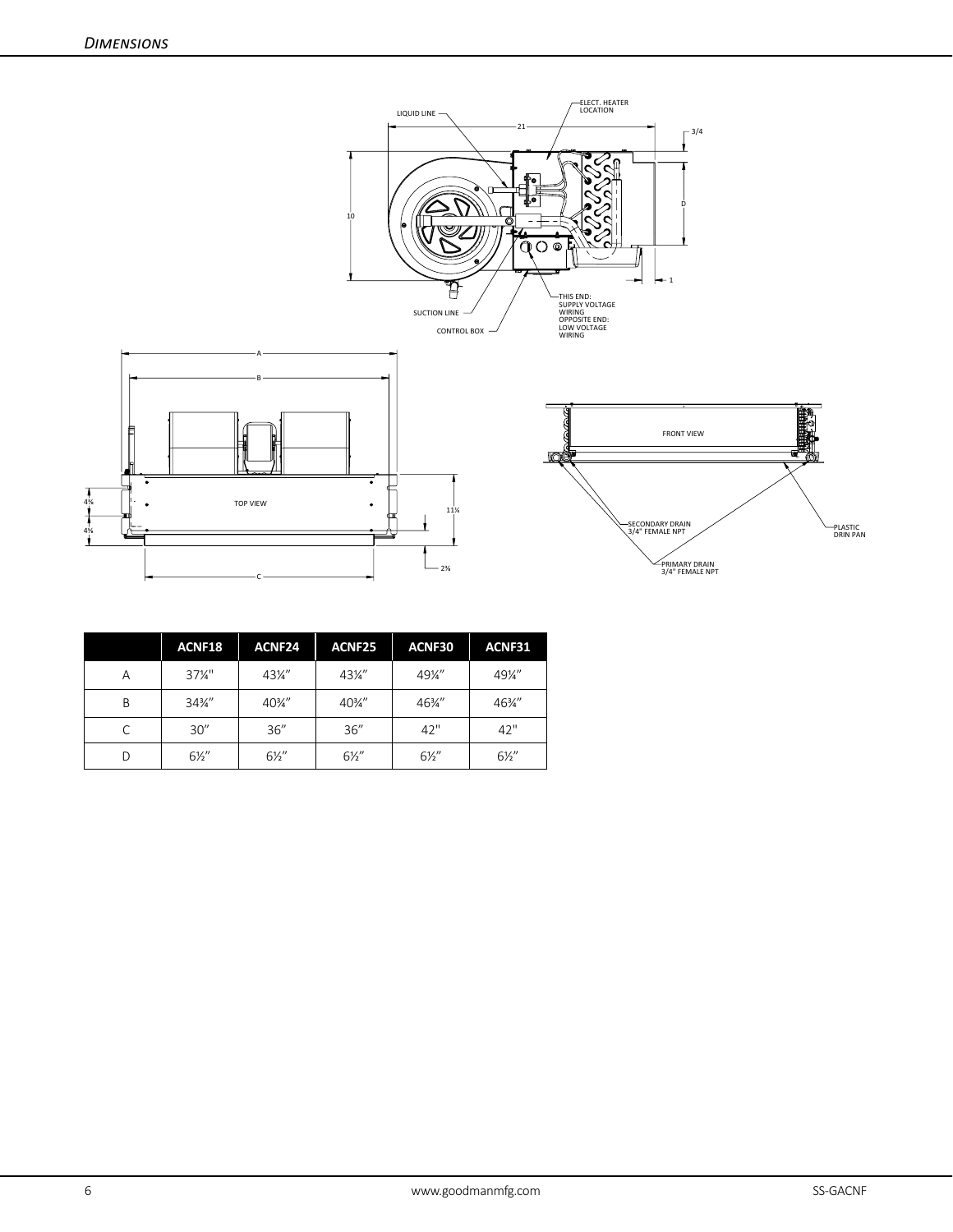## *Dimensions*

LIQUID LINE

ELECT. HEATER LOCATION

21

3/4

10

D

1

SUCTION LINE

CONTROL BOX

THIS END: SUPPLY VOLTAGE WIRING OPPOSITE END: LOW VOLTAGE WIRING

A

B

TOP VIEW

4⅝

4⅝

11¼

2⅜

C

FRONT VIEW

SECONDARY DRAIN 3/4" FEMALE NPT

PLASTIC DRIN PAN

PRIMARY DRAIN 3/4" FEMALE NPT

| | ACNF18 | ACNF24 | ACNF25 | ACNF30 | ACNF31 |
|---|---|---|---|---|---|
| A | 37¼" | 43¼" | 43¼" | 49¼" | 49¼" |
| B | 34¾" | 40¾" | 40¾" | 46¾" | 46¾" |
| C | 30" | 36" | 36" | 42" | 42" |
| D | 6½" | 6½" | 6½" | 6½" | 6½" |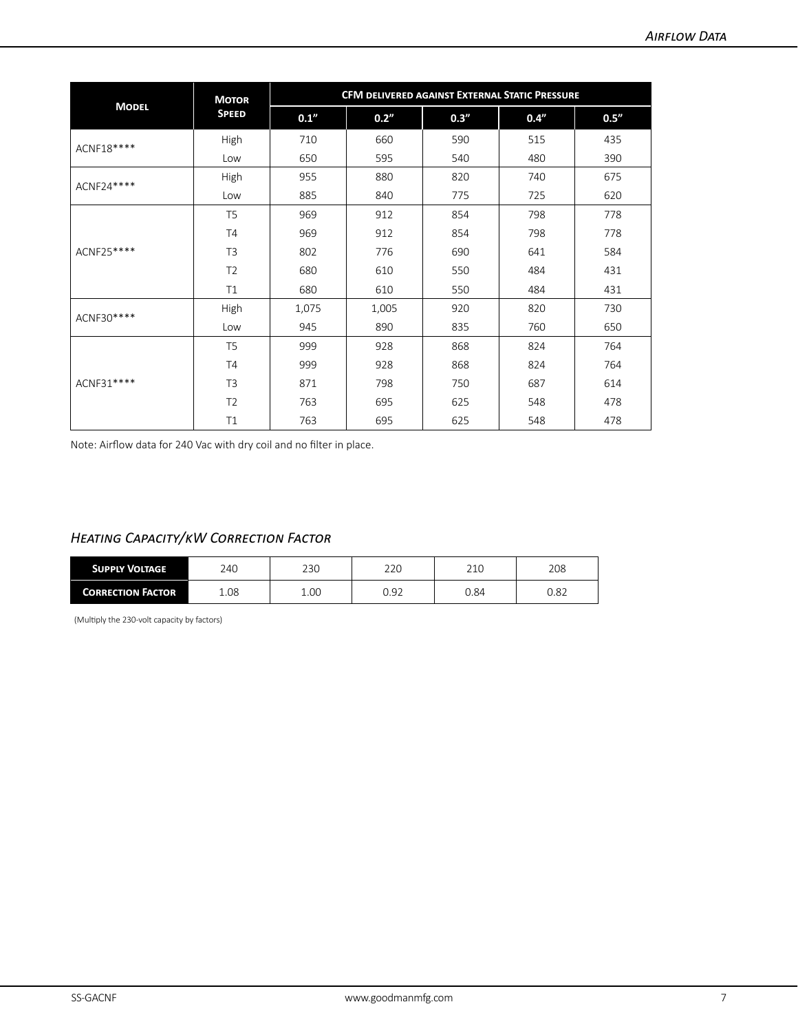| Model | Motor Speed | CFM delivered against External Static Pressure | | | | |
|---|---|---|---|---|---|---|
| | | 0.1" | 0.2" | 0.3" | 0.4" | 0.5" |
| ACNF18**** | High | 710 | 660 | 590 | 515 | 435 |
| | Low | 650 | 595 | 540 | 480 | 390 |
| ACNF24**** | High | 955 | 880 | 820 | 740 | 675 |
| | Low | 885 | 840 | 775 | 725 | 620 |
| ACNF25**** | T5 | 969 | 912 | 854 | 798 | 778 |
| | T4 | 969 | 912 | 854 | 798 | 778 |
| | T3 | 802 | 776 | 690 | 641 | 584 |
| | T2 | 680 | 610 | 550 | 484 | 431 |
| | T1 | 680 | 610 | 550 | 484 | 431 |
| ACNF30**** | High | 1,075 | 1,005 | 920 | 820 | 730 |
| | Low | 945 | 890 | 835 | 760 | 650 |
| ACNF31**** | T5 | 999 | 928 | 868 | 824 | 764 |
| | T4 | 999 | 928 | 868 | 824 | 764 |
| | T3 | 871 | 798 | 750 | 687 | 614 |
| | T2 | 763 | 695 | 625 | 548 | 478 |
| | T1 | 763 | 695 | 625 | 548 | 478 |

Note: Airflow data for 240 Vac with dry coil and no filter in place.

## *Heating Capacity/kW Correction Factor*

| Supply Voltage | 240 | 230 | 220 | 210 | 208 |
|---|---|---|---|---|---|
| Correction Factor | 1.08 | 1.00 | 0.92 | 0.84 | 0.82 |

(Multiply the 230-volt capacity by factors)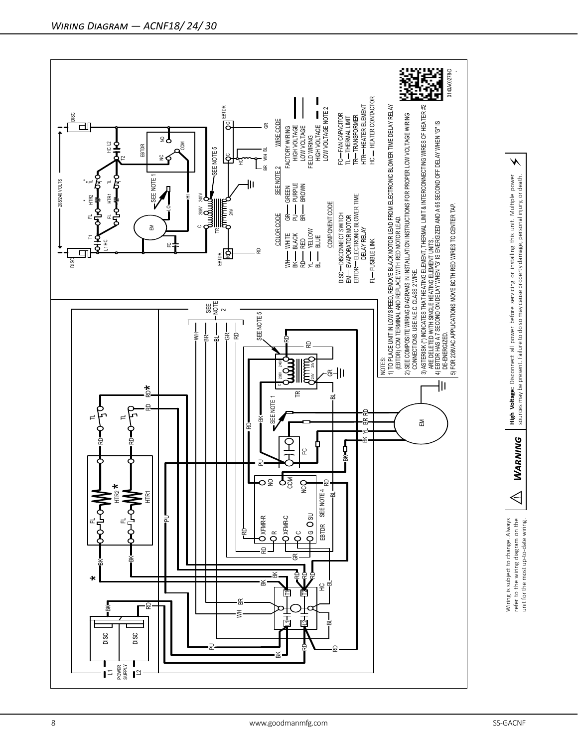## Wiring Diagram — ACNF18/ 24/ 30

208/240 VOLTS

COLOR CODE

WH — WHITE  
BK — BLACK  
RD — RED  
YL — YELLOW  
BL — BLUE  
GR — GREEN  
PU — PURPLE  
BR — BROWN

WIRE CODE (SEE NOTE 2)

FACTORY WIRING  
HIGH VOLTAGE  
LOW VOLTAGE  
FIELD WIRING  
HIGH VOLTAGE  
LOW VOLTAGE NOTE 2

COMPONENT CODE

DISC — DISCONNECT SWITCH  
EM — EVAPORATOR MOTOR  
EBTDR — ELECTRONIC BLOWER TIME DELAY RELAY  
FL — FUSIBLE LINK  
FC — FAN CAPACITOR  
TL — THERMAL LIMIT  
TR — TRANSFORMER  
HTR — HEATER ELEMENT  
HC — HEATER CONTACTOR

NOTES:

1) TO PLACE UNIT IN LOW SPEED, REMOVE BLACK MOTOR LEAD FROM ELECTRONIC BLOWER TIME DELAY RELAY (EBTDR) COM TERMINAL AND REPLACE WITH RED MOTOR LEAD.
2) SEE COMPOSITE WIRING DIAGRAMS IN INSTALLATION INSTRUCTIONS FOR PROPER LOW VOLTAGE WIRING CONNECTIONS. USE N.E.C. CLASS 2 WIRE.
3) ASTERISK (*) INDICATES THAT HEATING ELEMENT, THERMAL LIMIT & INTERCONNECTING WIRES OF HEATER #2 ARE DELETED WITH SINGLE HEATING ELEMENT UNITS.
4) EBTDR HAS A 7 SECOND ON DELAY WHEN "G" IS ENERGIZED AND A 65 SECOND OFF DELAY WHEN "G" IS DE-ENERGIZED.
5) FOR 208VAC APPLICATIONS MOVE BOTH RED WIRES TO CENTER TAP.

0140A00278-D

Wiring is subject to change. Always refer to the wiring diagram on the unit for the most up-to-date wiring.

**WARNING**

**High Voltage:** Disconnect all power before servicing or installing this unit. Multiple power sources may be present. Failure to do so may cause property damage, personal injury, or death.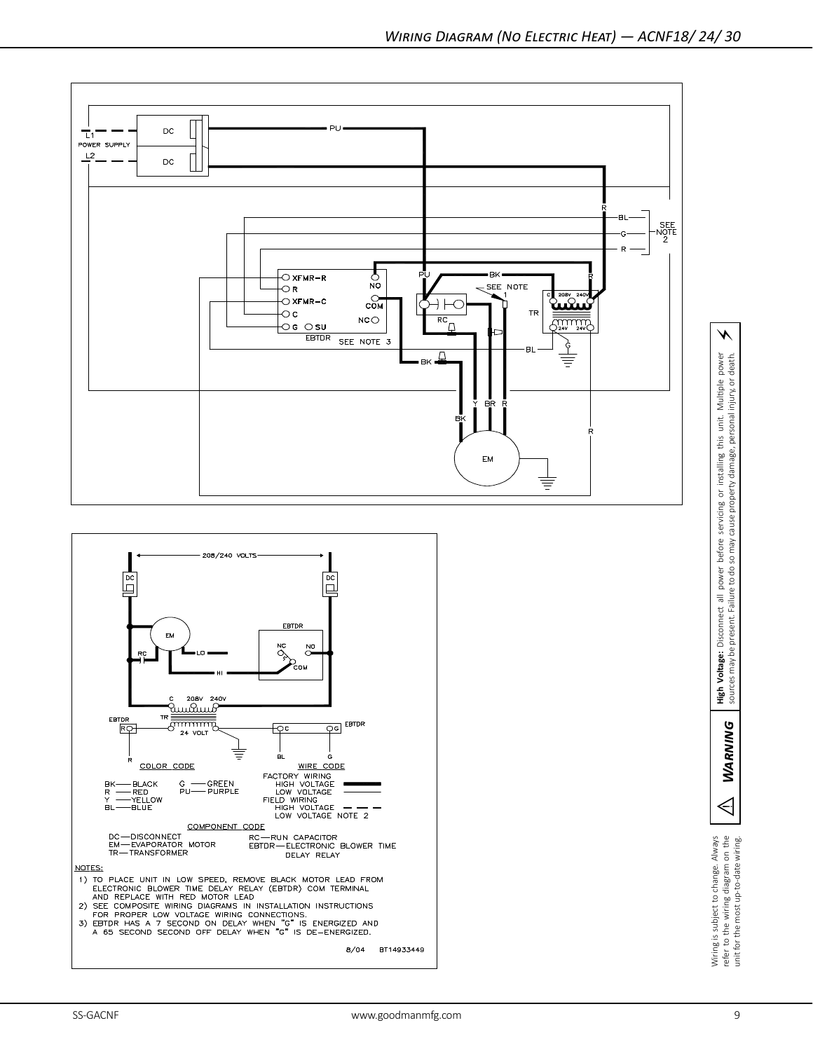# Wiring Diagram (No Electric Heat) — ACNF18/ 24/ 30

COLOR CODE

- BK — BLACK
- R — RED
- Y — YELLOW
- BL — BLUE
- G — GREEN
- PU — PURPLE

WIRE CODE

- FACTORY WIRING
  - HIGH VOLTAGE
  - LOW VOLTAGE
- FIELD WIRING
  - HIGH VOLTAGE
  - LOW VOLTAGE NOTE 2

COMPONENT CODE

- DC — DISCONNECT
- EM — EVAPORATOR MOTOR
- TR — TRANSFORMER
- RC — RUN CAPACITOR
- EBTDR — ELECTRONIC BLOWER TIME DELAY RELAY

NOTES:

1) TO PLACE UNIT IN LOW SPEED, REMOVE BLACK MOTOR LEAD FROM ELECTRONIC BLOWER TIME DELAY RELAY (EBTDR) COM TERMINAL AND REPLACE WITH RED MOTOR LEAD
2) SEE COMPOSITE WIRING DIAGRAMS IN INSTALLATION INSTRUCTIONS FOR PROPER LOW VOLTAGE WIRING CONNECTIONS.
3) EBTDR HAS A 7 SECOND ON DELAY WHEN "G" IS ENERGIZED AND A 65 SECOND SECOND OFF DELAY WHEN "G" IS DE-ENERGIZED.

8/04 BT14933449

**WARNING** — **High Voltage:** Disconnect all power before servicing or installing this unit. Multiple power sources may be present. Failure to do so may cause property damage, personal injury, or death.

Wiring is subject to change. Always refer to the wiring diagram on the unit for the most up-to-date wiring.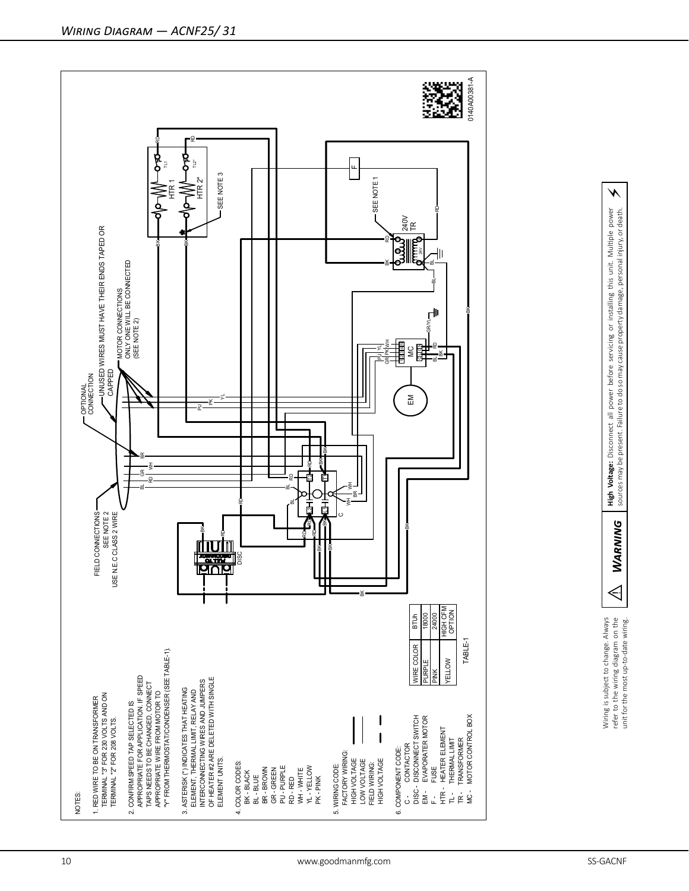## Wiring Diagram — ACNF25/ 31

NOTES:

1. RED WIRE TO BE ON TRANSFORMER TERMINAL "3" FOR 230 VOLTS AND ON TERMINAL "2" FOR 208 VOLTS.

2. CONFIRM SPEED TAP SELECTED IS APPROPRIATE FOR APPLICATION. IF SPEED TAPS NEEDS TO BE CHANGED, CONNECT APPROPRIATE WIRE FROM MOTOR TO "Y" FROM THERMOSTAT/CONDENSER (SEE TABLE-1).

3. ASTERISK (*) INDICATES THAT HEATING ELEMENT, THERMAL LIMIT, RELAY AND INTERCONNECTING WIRES AND JUMPERS OF HEATER #2 ARE DELETED WITH SINGLE ELEMENT UNITS.

4. COLOR CODES:
   - BK - BLACK
   - BL - BLUE
   - BR - BROWN
   - GR - GREEN
   - PU - PURPLE
   - RD - RED
   - WH - WHITE
   - YL - YELLOW
   - PK - PINK

5. WIRING CODE:
   - FACTORY WIRING:
     - HIGH VOLTAGE
     - LOW VOLTAGE
   - FIELD WIRING:
     - HIGH VOLTAGE

6. COMPONENT CODE:
   - C - CONTACTOR
   - DISC - DISCONNECT SWITCH
   - EM - EVAPORATER MOTOR
   - F - FUSE
   - HTR - HEATER ELEMENT
   - TL - THERMAL LIMIT
   - TR - TRANSFORMER
   - MC - MOTOR CONTROL BOX

| WIRE COLOR | BTUh |
|---|---|
| PURPLE | 18000 |
| PINK | 24000 |
| YELLOW | HIGH CFM OPTION |

TABLE-1

FIELD CONNECTIONS SEE NOTE 2 USE N.E.C CLASS 2 WIRE

OPTIONAL CONNECTION

UNUSED WIRES MUST HAVE THEIR ENDS TAPED OR CAPPED

MOTOR CONNECTIONS ONLY ONE WILL BE CONNECTED (SEE NOTE 2)

SEE NOTE 3

SEE NOTE 1

HTR 1, HTR 2*, TL1, TL2*, 240V TR, F, EM, MC, C, DISC

0140A00381-A

Wiring is subject to change. Always refer to the wiring diagram on the unit for the most up-to-date wiring.

⚠ ***WARNING*** — **High Voltage:** Disconnect all power before servicing or installing this unit. Multiple power sources may be present. Failure to do so may cause property damage, personal injury, or death.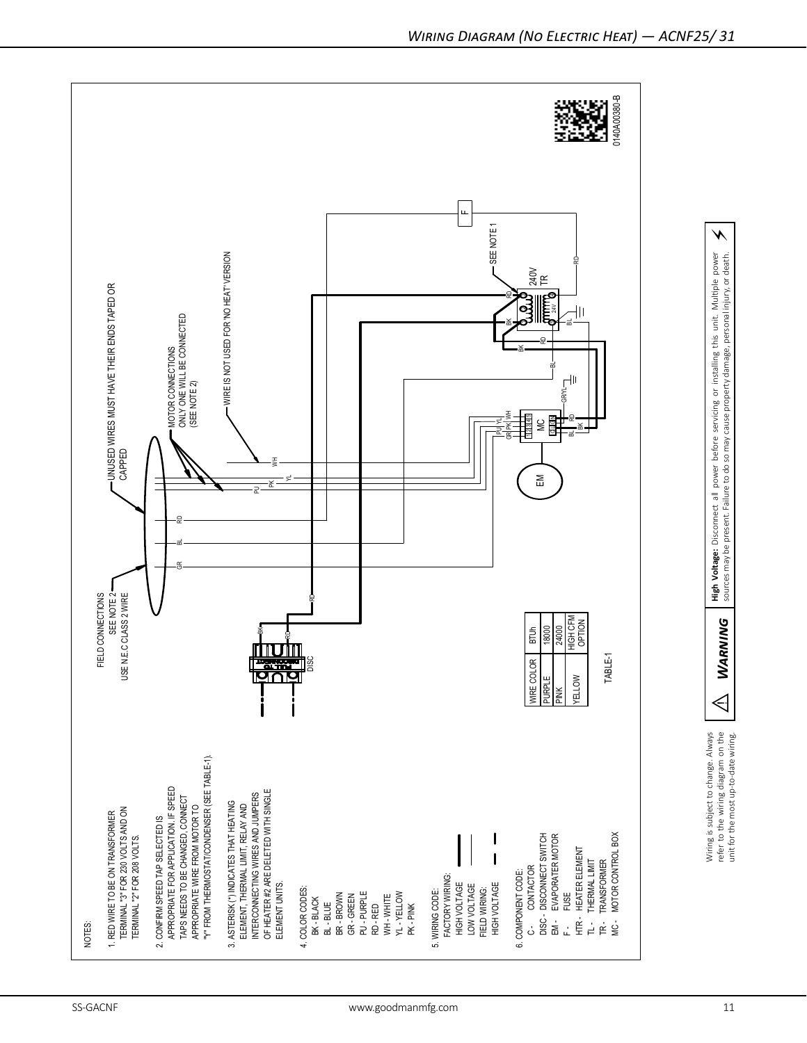## Wiring Diagram (No Electric Heat) — ACNF25/ 31

NOTES:

1. RED WIRE TO BE ON TRANSFORMER TERMINAL "3" FOR 230 VOLTS AND ON TERMINAL "2" FOR 208 VOLTS.

2. CONFIRM SPEED TAP SELECTED IS APPROPRIATE FOR APPLICATION. IF SPEED TAPS NEEDS TO BE CHANGED, CONNECT APPROPRIATE WIRE FROM MOTOR TO "Y" FROM THERMOSTAT/CONDENSER (SEE TABLE-1).

3. ASTERISK (*) INDICATES THAT HEATING ELEMENT, THERMAL LIMIT, RELAY AND INTERCONNECTING WIRES AND JUMPERS OF HEATER #2 ARE DELETED WITH SINGLE ELEMENT UNITS.

4. COLOR CODES:
   - BK - BLACK
   - BL - BLUE
   - BR - BROWN
   - GR - GREEN
   - PU - PURPLE
   - RD - RED
   - WH - WHITE
   - YL - YELLOW
   - PK - PINK

5. WIRING CODE:
   - FACTORY WIRING:
     - HIGH VOLTAGE
     - LOW VOLTAGE
   - FIELD WIRING:
     - HIGH VOLTAGE

6. COMPONENT CODE:
   - C - CONTACTOR
   - DISC - DISCONNECT SWITCH
   - EM - EVAPORATER MOTOR
   - F - FUSE
   - HTR - HEATER ELEMENT
   - TL - THERMAL LIMIT
   - TR - TRANSFORMER
   - MC - MOTOR CONTROL BOX

FIELD CONNECTIONS SEE NOTE 2
USE N.E.C CLASS 2 WIRE

UNUSED WIRES MUST HAVE THEIR ENDS TAPED OR CAPPED

MOTOR CONNECTIONS ONLY ONE WILL BE CONNECTED (SEE NOTE 2)

WIRE IS NOT USED FOR "NO HEAT" VERSION

SEE NOTE 1

240V TR

| WIRE COLOR | BTUh |
|---|---|
| PURPLE | 18000 |
| PINK | 24000 |
| YELLOW | HIGH CFM OPTION |

TABLE-1

0140A00380-B

Wiring is subject to change. Always refer to the wiring diagram on the unit for the most up-to-date wiring.

**WARNING** — **High Voltage:** Disconnect all power before servicing or installing this unit. Multiple power sources may be present. Failure to do so may cause property damage, personal injury, or death.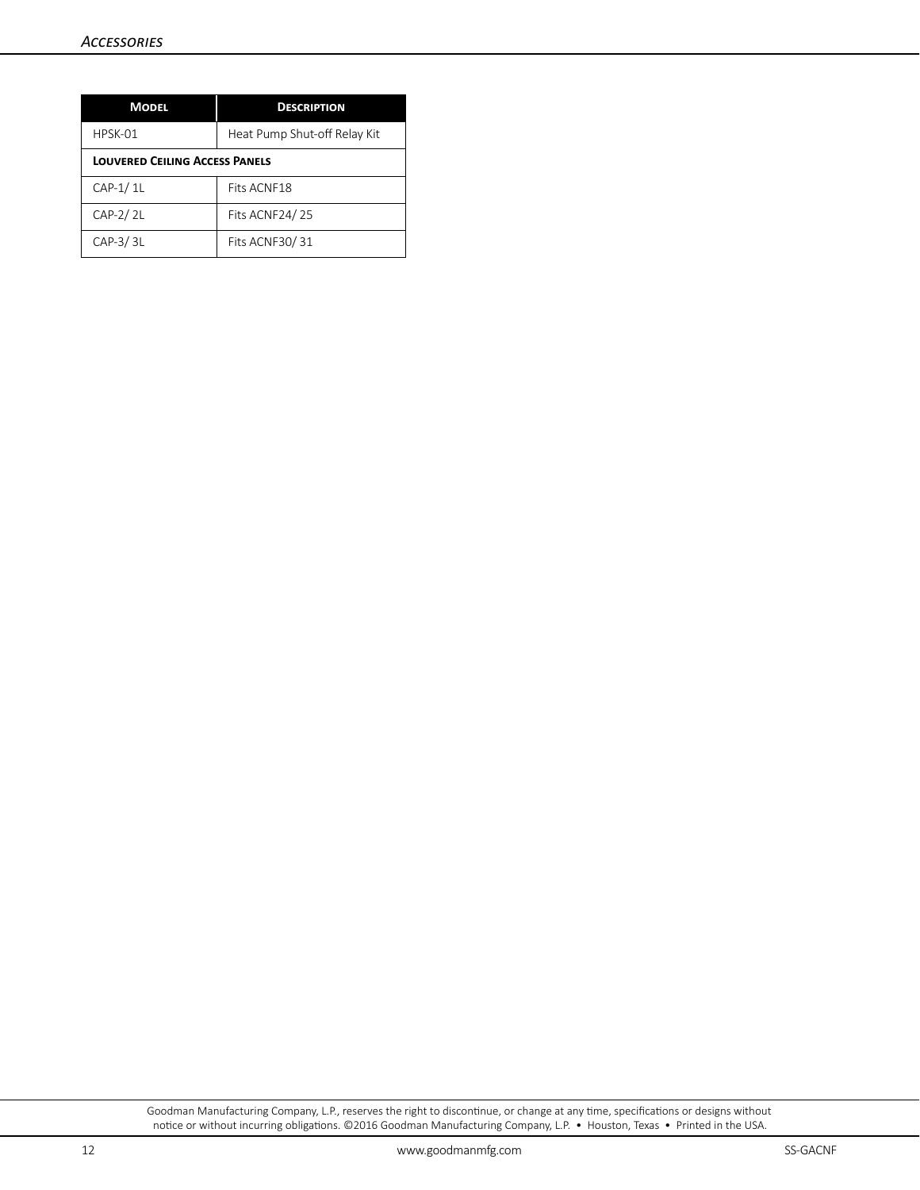| Model | Description |
| --- | --- |
| HPSK-01 | Heat Pump Shut-off Relay Kit |
| **Louvered Ceiling Access Panels** | |
| CAP-1/ 1L | Fits ACNF18 |
| CAP-2/ 2L | Fits ACNF24/ 25 |
| CAP-3/ 3L | Fits ACNF30/ 31 |

Goodman Manufacturing Company, L.P., reserves the right to discontinue, or change at any time, specifications or designs without notice or without incurring obligations. ©2016 Goodman Manufacturing Company, L.P. • Houston, Texas • Printed in the USA.